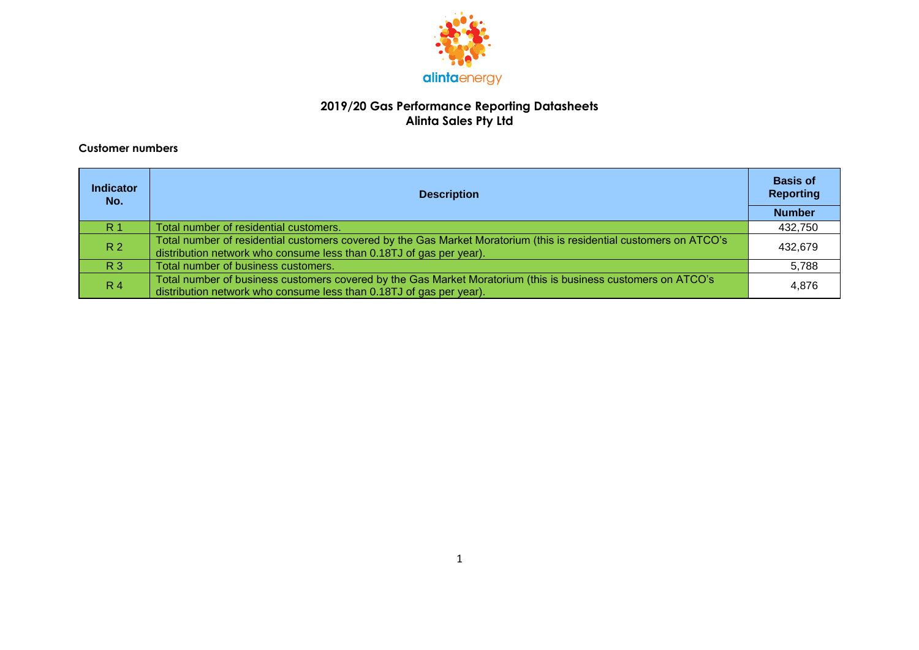# 2019/20 Gas Performance Reporting Datasheets
## Alinta Sales Pty Ltd

### Customer numbers

| Indicator No. | Description | Basis of Reporting |
|---|---|---|
| | | Number |
| R 1 | Total number of residential customers. | 432,750 |
| R 2 | Total number of residential customers covered by the Gas Market Moratorium (this is residential customers on ATCO's distribution network who consume less than 0.18TJ of gas per year). | 432,679 |
| R 3 | Total number of business customers. | 5,788 |
| R 4 | Total number of business customers covered by the Gas Market Moratorium (this is business customers on ATCO's distribution network who consume less than 0.18TJ of gas per year). | 4,876 |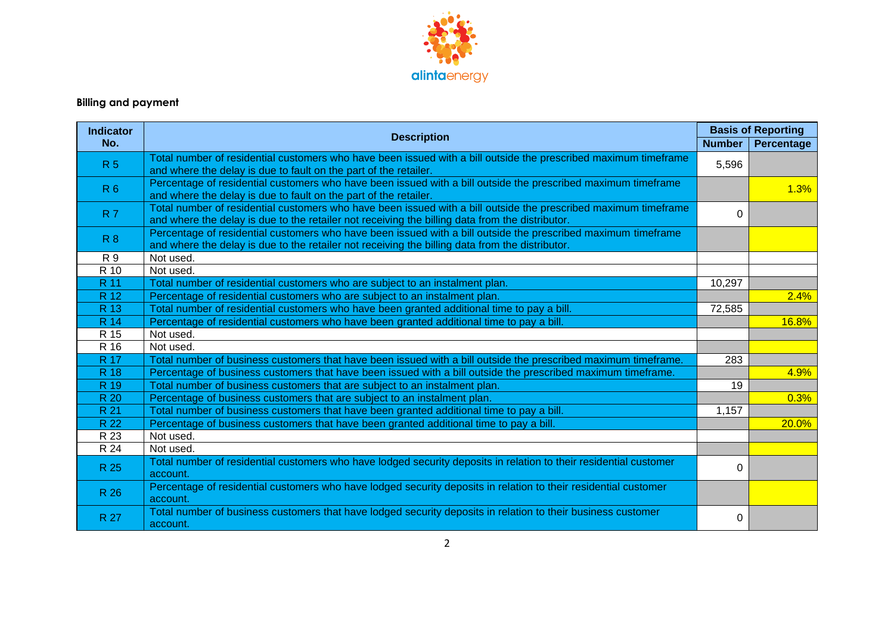## Billing and payment

| Indicator No. | Description | Basis of Reporting | |
|---|---|---|---|
| | | Number | Percentage |
| R 5 | Total number of residential customers who have been issued with a bill outside the prescribed maximum timeframe and where the delay is due to fault on the part of the retailer. | 5,596 | |
| R 6 | Percentage of residential customers who have been issued with a bill outside the prescribed maximum timeframe and where the delay is due to fault on the part of the retailer. | | 1.3% |
| R 7 | Total number of residential customers who have been issued with a bill outside the prescribed maximum timeframe and where the delay is due to the retailer not receiving the billing data from the distributor. | 0 | |
| R 8 | Percentage of residential customers who have been issued with a bill outside the prescribed maximum timeframe and where the delay is due to the retailer not receiving the billing data from the distributor. | | |
| R 9 | Not used. | | |
| R 10 | Not used. | | |
| R 11 | Total number of residential customers who are subject to an instalment plan. | 10,297 | |
| R 12 | Percentage of residential customers who are subject to an instalment plan. | | 2.4% |
| R 13 | Total number of residential customers who have been granted additional time to pay a bill. | 72,585 | |
| R 14 | Percentage of residential customers who have been granted additional time to pay a bill. | | 16.8% |
| R 15 | Not used. | | |
| R 16 | Not used. | | |
| R 17 | Total number of business customers that have been issued with a bill outside the prescribed maximum timeframe. | 283 | |
| R 18 | Percentage of business customers that have been issued with a bill outside the prescribed maximum timeframe. | | 4.9% |
| R 19 | Total number of business customers that are subject to an instalment plan. | 19 | |
| R 20 | Percentage of business customers that are subject to an instalment plan. | | 0.3% |
| R 21 | Total number of business customers that have been granted additional time to pay a bill. | 1,157 | |
| R 22 | Percentage of business customers that have been granted additional time to pay a bill. | | 20.0% |
| R 23 | Not used. | | |
| R 24 | Not used. | | |
| R 25 | Total number of residential customers who have lodged security deposits in relation to their residential customer account. | 0 | |
| R 26 | Percentage of residential customers who have lodged security deposits in relation to their residential customer account. | | |
| R 27 | Total number of business customers that have lodged security deposits in relation to their business customer account. | 0 | |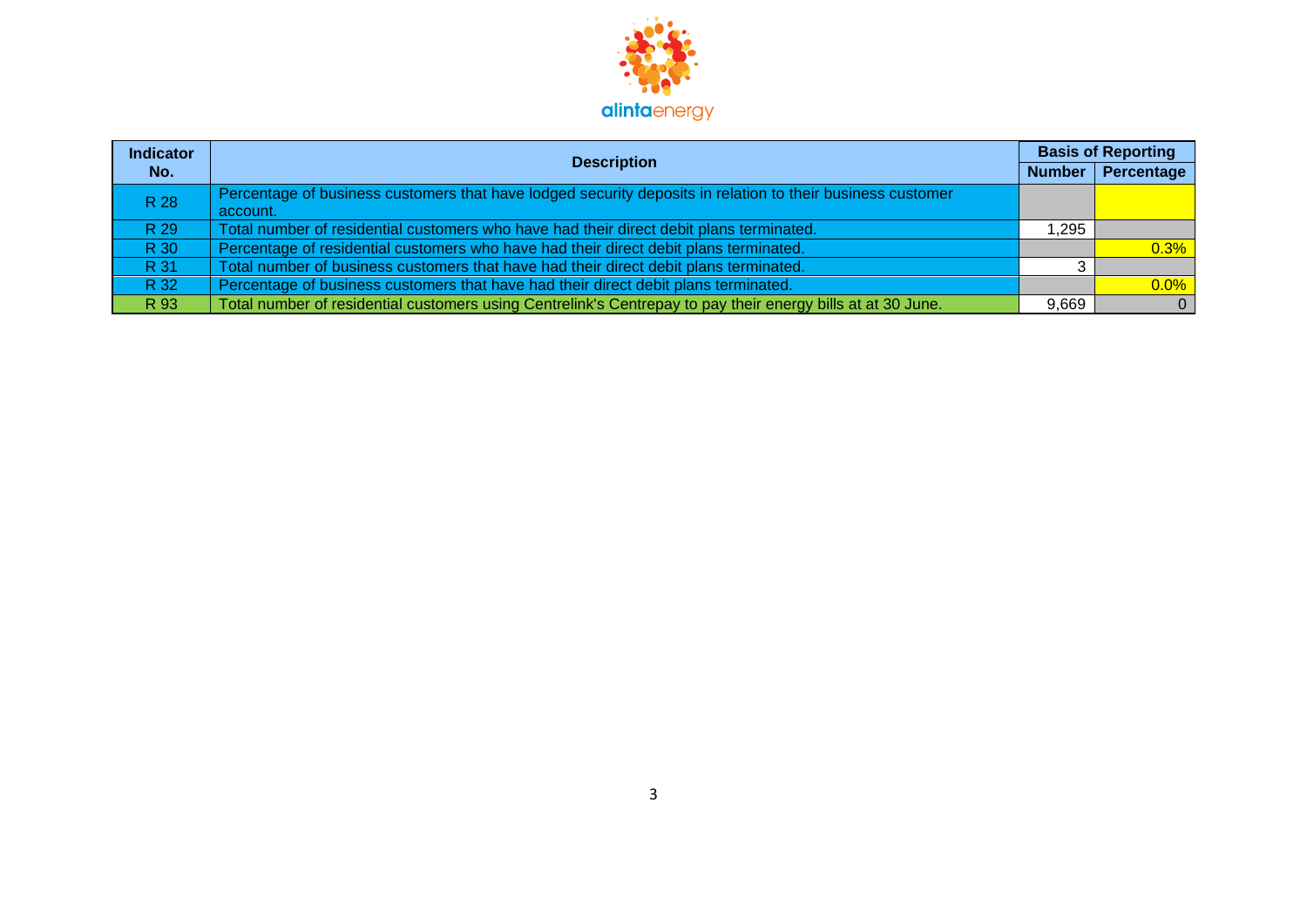| Indicator No. | Description | Basis of Reporting | |
|---|---|---|---|
| | | Number | Percentage |
| R 28 | Percentage of business customers that have lodged security deposits in relation to their business customer account. | | |
| R 29 | Total number of residential customers who have had their direct debit plans terminated. | 1,295 | |
| R 30 | Percentage of residential customers who have had their direct debit plans terminated. | | 0.3% |
| R 31 | Total number of business customers that have had their direct debit plans terminated. | 3 | |
| R 32 | Percentage of business customers that have had their direct debit plans terminated. | | 0.0% |
| R 93 | Total number of residential customers using Centrelink's Centrepay to pay their energy bills at at 30 June. | 9,669 | 0 |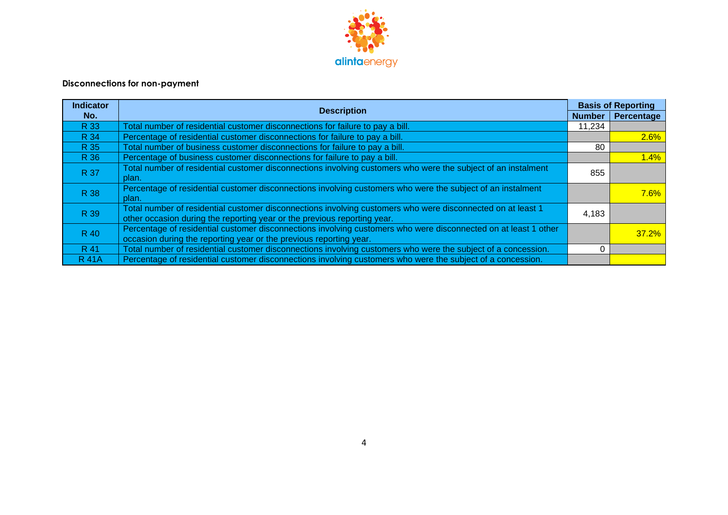**Disconnections for non-payment**

| Indicator No. | Description | Basis of Reporting | |
|---|---|---|---|
| | | Number | Percentage |
| R 33 | Total number of residential customer disconnections for failure to pay a bill. | 11,234 | |
| R 34 | Percentage of residential customer disconnections for failure to pay a bill. | | 2.6% |
| R 35 | Total number of business customer disconnections for failure to pay a bill. | 80 | |
| R 36 | Percentage of business customer disconnections for failure to pay a bill. | | 1.4% |
| R 37 | Total number of residential customer disconnections involving customers who were the subject of an instalment plan. | 855 | |
| R 38 | Percentage of residential customer disconnections involving customers who were the subject of an instalment plan. | | 7.6% |
| R 39 | Total number of residential customer disconnections involving customers who were disconnected on at least 1 other occasion during the reporting year or the previous reporting year. | 4,183 | |
| R 40 | Percentage of residential customer disconnections involving customers who were disconnected on at least 1 other occasion during the reporting year or the previous reporting year. | | 37.2% |
| R 41 | Total number of residential customer disconnections involving customers who were the subject of a concession. | 0 | |
| R 41A | Percentage of residential customer disconnections involving customers who were the subject of a concession. | | |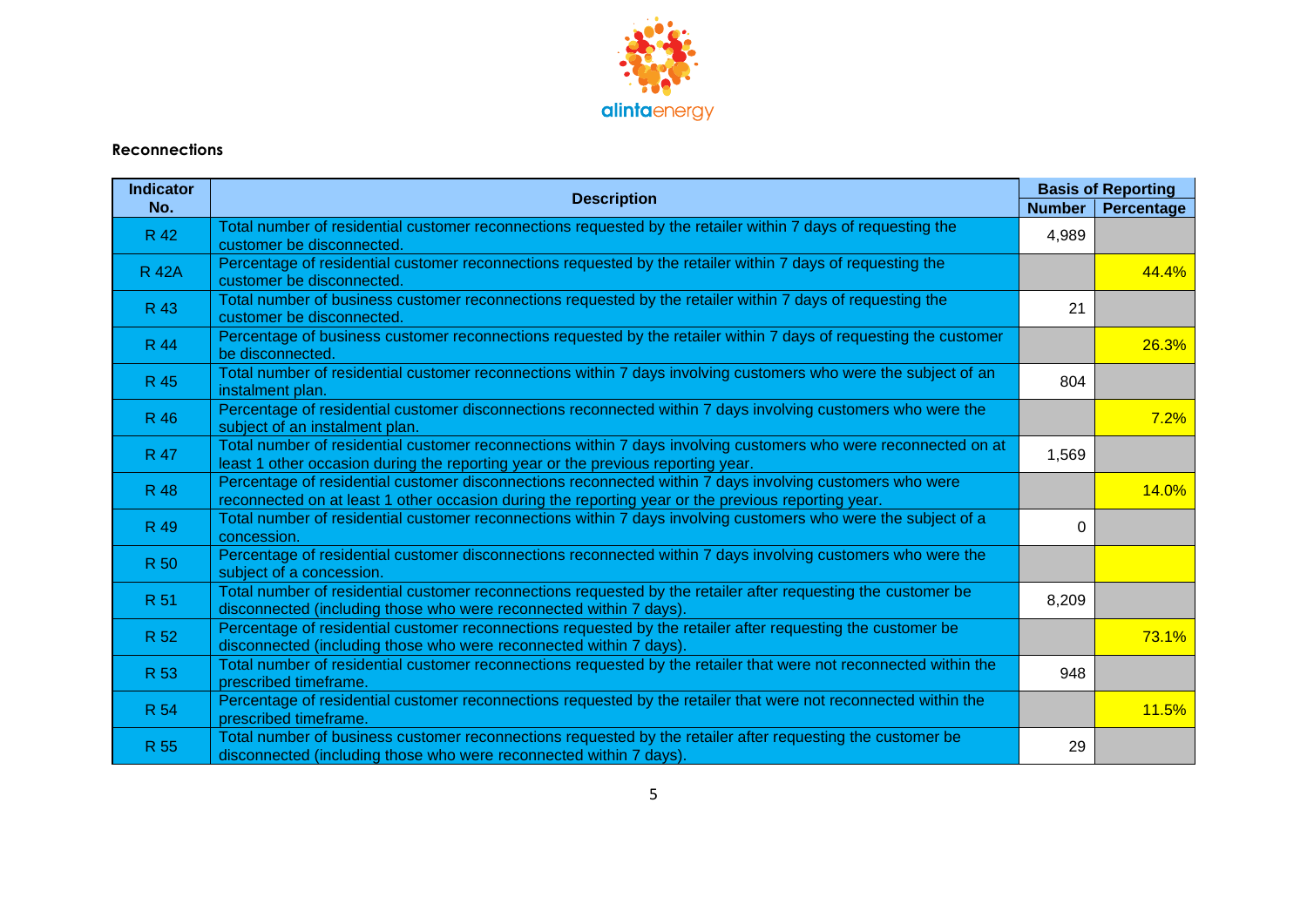## Reconnections

| Indicator No. | Description | Basis of Reporting | |
|---|---|---|---|
| | | Number | Percentage |
| R 42 | Total number of residential customer reconnections requested by the retailer within 7 days of requesting the customer be disconnected. | 4,989 | |
| R 42A | Percentage of residential customer reconnections requested by the retailer within 7 days of requesting the customer be disconnected. | | 44.4% |
| R 43 | Total number of business customer reconnections requested by the retailer within 7 days of requesting the customer be disconnected. | 21 | |
| R 44 | Percentage of business customer reconnections requested by the retailer within 7 days of requesting the customer be disconnected. | | 26.3% |
| R 45 | Total number of residential customer reconnections within 7 days involving customers who were the subject of an instalment plan. | 804 | |
| R 46 | Percentage of residential customer disconnections reconnected within 7 days involving customers who were the subject of an instalment plan. | | 7.2% |
| R 47 | Total number of residential customer reconnections within 7 days involving customers who were reconnected on at least 1 other occasion during the reporting year or the previous reporting year. | 1,569 | |
| R 48 | Percentage of residential customer disconnections reconnected within 7 days involving customers who were reconnected on at least 1 other occasion during the reporting year or the previous reporting year. | | 14.0% |
| R 49 | Total number of residential customer reconnections within 7 days involving customers who were the subject of a concession. | 0 | |
| R 50 | Percentage of residential customer disconnections reconnected within 7 days involving customers who were the subject of a concession. | | |
| R 51 | Total number of residential customer reconnections requested by the retailer after requesting the customer be disconnected (including those who were reconnected within 7 days). | 8,209 | |
| R 52 | Percentage of residential customer reconnections requested by the retailer after requesting the customer be disconnected (including those who were reconnected within 7 days). | | 73.1% |
| R 53 | Total number of residential customer reconnections requested by the retailer that were not reconnected within the prescribed timeframe. | 948 | |
| R 54 | Percentage of residential customer reconnections requested by the retailer that were not reconnected within the prescribed timeframe. | | 11.5% |
| R 55 | Total number of business customer reconnections requested by the retailer after requesting the customer be disconnected (including those who were reconnected within 7 days). | 29 | |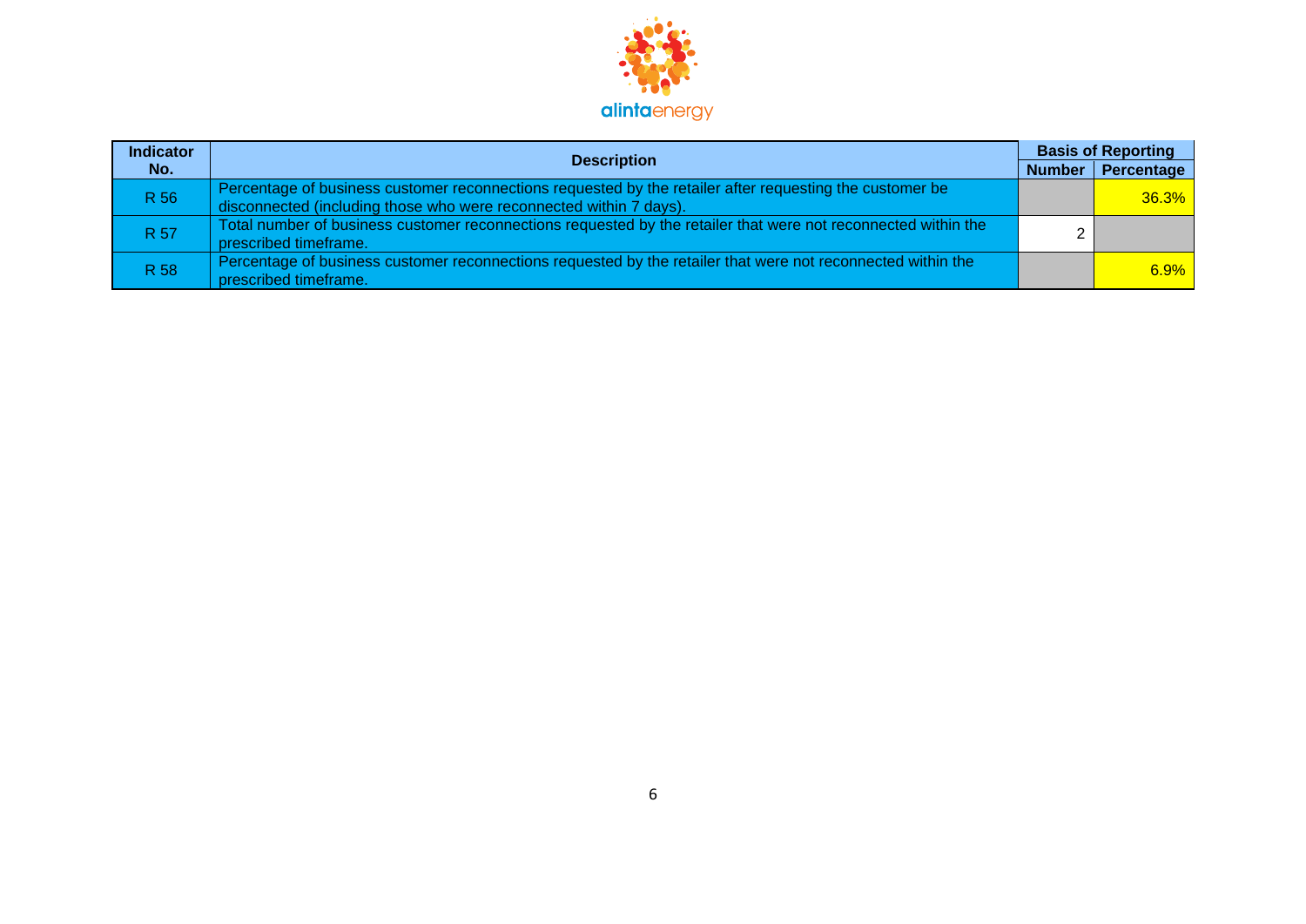| Indicator No. | Description | Basis of Reporting | |
|---|---|---|---|
| | | Number | Percentage |
| R 56 | Percentage of business customer reconnections requested by the retailer after requesting the customer be disconnected (including those who were reconnected within 7 days). | | 36.3% |
| R 57 | Total number of business customer reconnections requested by the retailer that were not reconnected within the prescribed timeframe. | 2 | |
| R 58 | Percentage of business customer reconnections requested by the retailer that were not reconnected within the prescribed timeframe. | | 6.9% |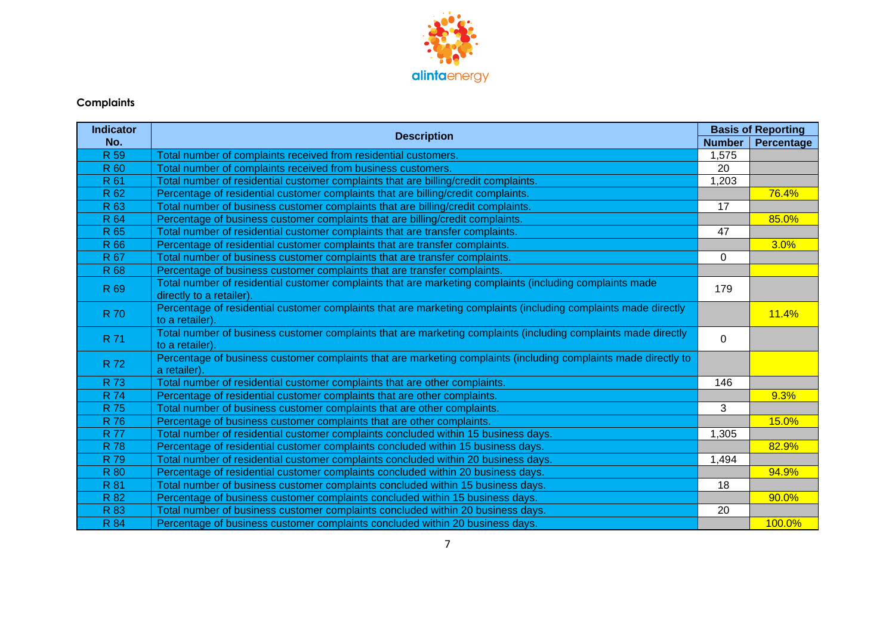## Complaints

| Indicator No. | Description | Basis of Reporting | |
|---|---|---|---|
| | | Number | Percentage |
| R 59 | Total number of complaints received from residential customers. | 1,575 | |
| R 60 | Total number of complaints received from business customers. | 20 | |
| R 61 | Total number of residential customer complaints that are billing/credit complaints. | 1,203 | |
| R 62 | Percentage of residential customer complaints that are billing/credit complaints. | | 76.4% |
| R 63 | Total number of business customer complaints that are billing/credit complaints. | 17 | |
| R 64 | Percentage of business customer complaints that are billing/credit complaints. | | 85.0% |
| R 65 | Total number of residential customer complaints that are transfer complaints. | 47 | |
| R 66 | Percentage of residential customer complaints that are transfer complaints. | | 3.0% |
| R 67 | Total number of business customer complaints that are transfer complaints. | 0 | |
| R 68 | Percentage of business customer complaints that are transfer complaints. | | |
| R 69 | Total number of residential customer complaints that are marketing complaints (including complaints made directly to a retailer). | 179 | |
| R 70 | Percentage of residential customer complaints that are marketing complaints (including complaints made directly to a retailer). | | 11.4% |
| R 71 | Total number of business customer complaints that are marketing complaints (including complaints made directly to a retailer). | 0 | |
| R 72 | Percentage of business customer complaints that are marketing complaints (including complaints made directly to a retailer). | | |
| R 73 | Total number of residential customer complaints that are other complaints. | 146 | |
| R 74 | Percentage of residential customer complaints that are other complaints. | | 9.3% |
| R 75 | Total number of business customer complaints that are other complaints. | 3 | |
| R 76 | Percentage of business customer complaints that are other complaints. | | 15.0% |
| R 77 | Total number of residential customer complaints concluded within 15 business days. | 1,305 | |
| R 78 | Percentage of residential customer complaints concluded within 15 business days. | | 82.9% |
| R 79 | Total number of residential customer complaints concluded within 20 business days. | 1,494 | |
| R 80 | Percentage of residential customer complaints concluded within 20 business days. | | 94.9% |
| R 81 | Total number of business customer complaints concluded within 15 business days. | 18 | |
| R 82 | Percentage of business customer complaints concluded within 15 business days. | | 90.0% |
| R 83 | Total number of business customer complaints concluded within 20 business days. | 20 | |
| R 84 | Percentage of business customer complaints concluded within 20 business days. | | 100.0% |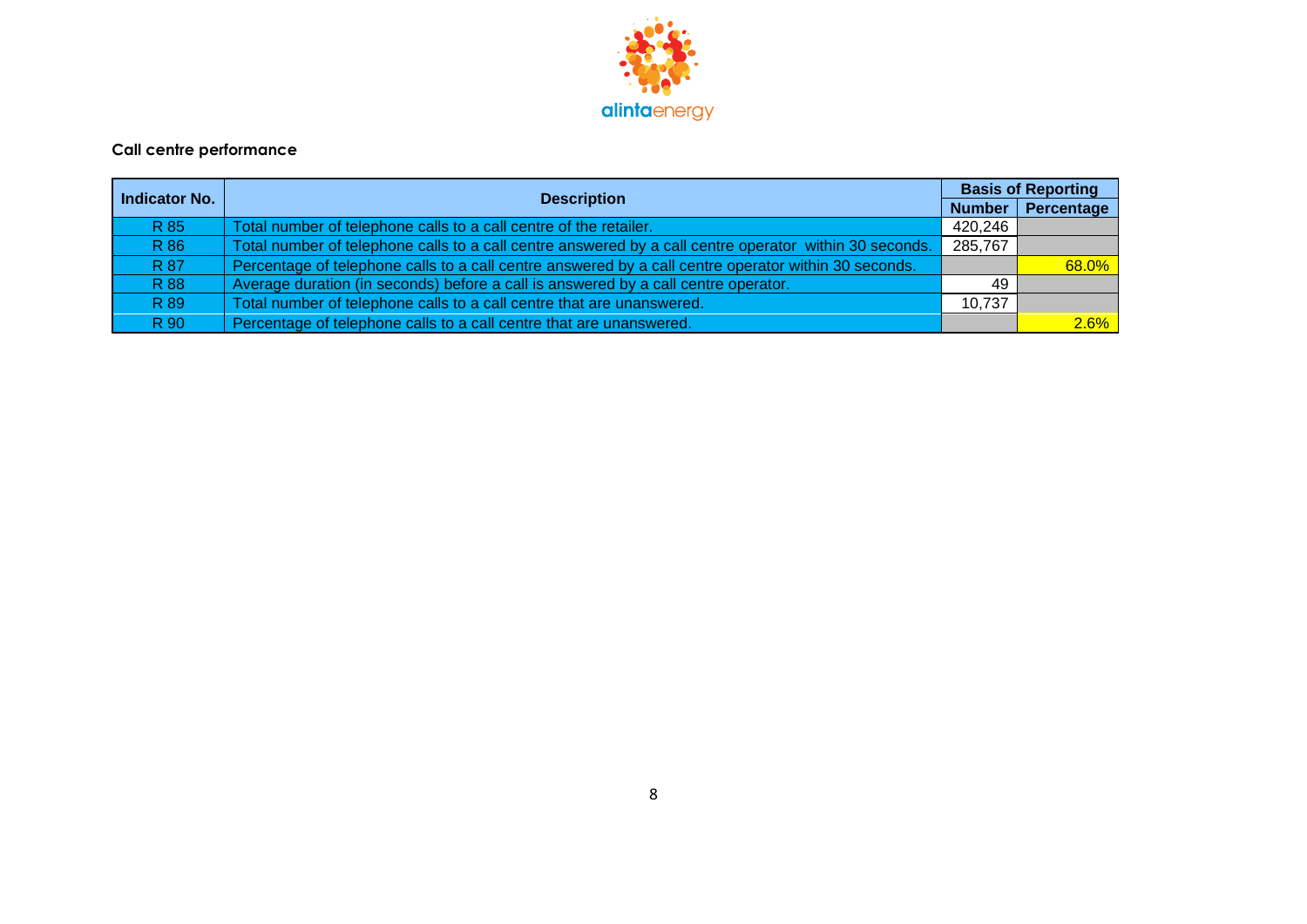## Call centre performance

| Indicator No. | Description | Basis of Reporting | |
|---|---|---|---|
| | | Number | Percentage |
| R 85 | Total number of telephone calls to a call centre of the retailer. | 420,246 | |
| R 86 | Total number of telephone calls to a call centre answered by a call centre operator within 30 seconds. | 285,767 | |
| R 87 | Percentage of telephone calls to a call centre answered by a call centre operator within 30 seconds. | | 68.0% |
| R 88 | Average duration (in seconds) before a call is answered by a call centre operator. | 49 | |
| R 89 | Total number of telephone calls to a call centre that are unanswered. | 10,737 | |
| R 90 | Percentage of telephone calls to a call centre that are unanswered. | | 2.6% |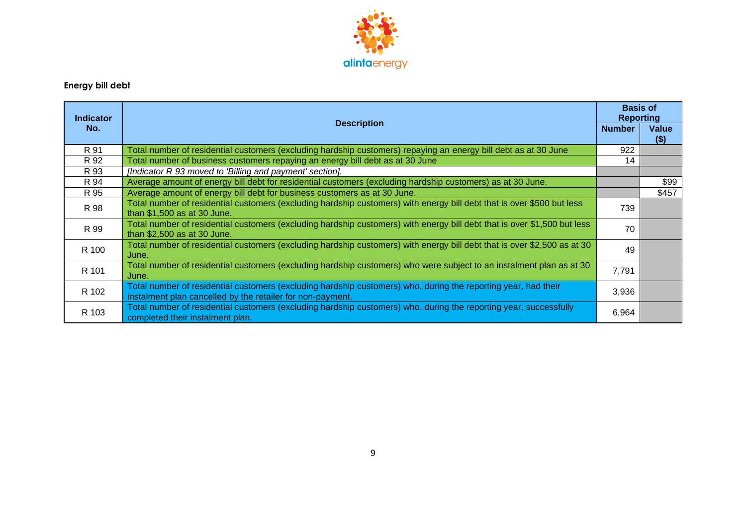## Energy bill debt

| Indicator No. | Description | Basis of Reporting | |
|---|---|---|---|
| | | Number | Value ($) |
| R 91 | Total number of residential customers (excluding hardship customers) repaying an energy bill debt as at 30 June | 922 | |
| R 92 | Total number of business customers repaying an energy bill debt as at 30 June | 14 | |
| R 93 | *[Indicator R 93 moved to 'Billing and payment' section].* | | |
| R 94 | Average amount of energy bill debt for residential customers (excluding hardship customers) as at 30 June. | | $99 |
| R 95 | Average amount of energy bill debt for business customers as at 30 June. | | $457 |
| R 98 | Total number of residential customers (excluding hardship customers) with energy bill debt that is over $500 but less than $1,500 as at 30 June. | 739 | |
| R 99 | Total number of residential customers (excluding hardship customers) with energy bill debt that is over $1,500 but less than $2,500 as at 30 June. | 70 | |
| R 100 | Total number of residential customers (excluding hardship customers) with energy bill debt that is over $2,500 as at 30 June. | 49 | |
| R 101 | Total number of residential customers (excluding hardship customers) who were subject to an instalment plan as at 30 June. | 7,791 | |
| R 102 | Total number of residential customers (excluding hardship customers) who, during the reporting year, had their instalment plan cancelled by the retailer for non-payment. | 3,936 | |
| R 103 | Total number of residential customers (excluding hardship customers) who, during the reporting year, successfully completed their instalment plan. | 6,964 | |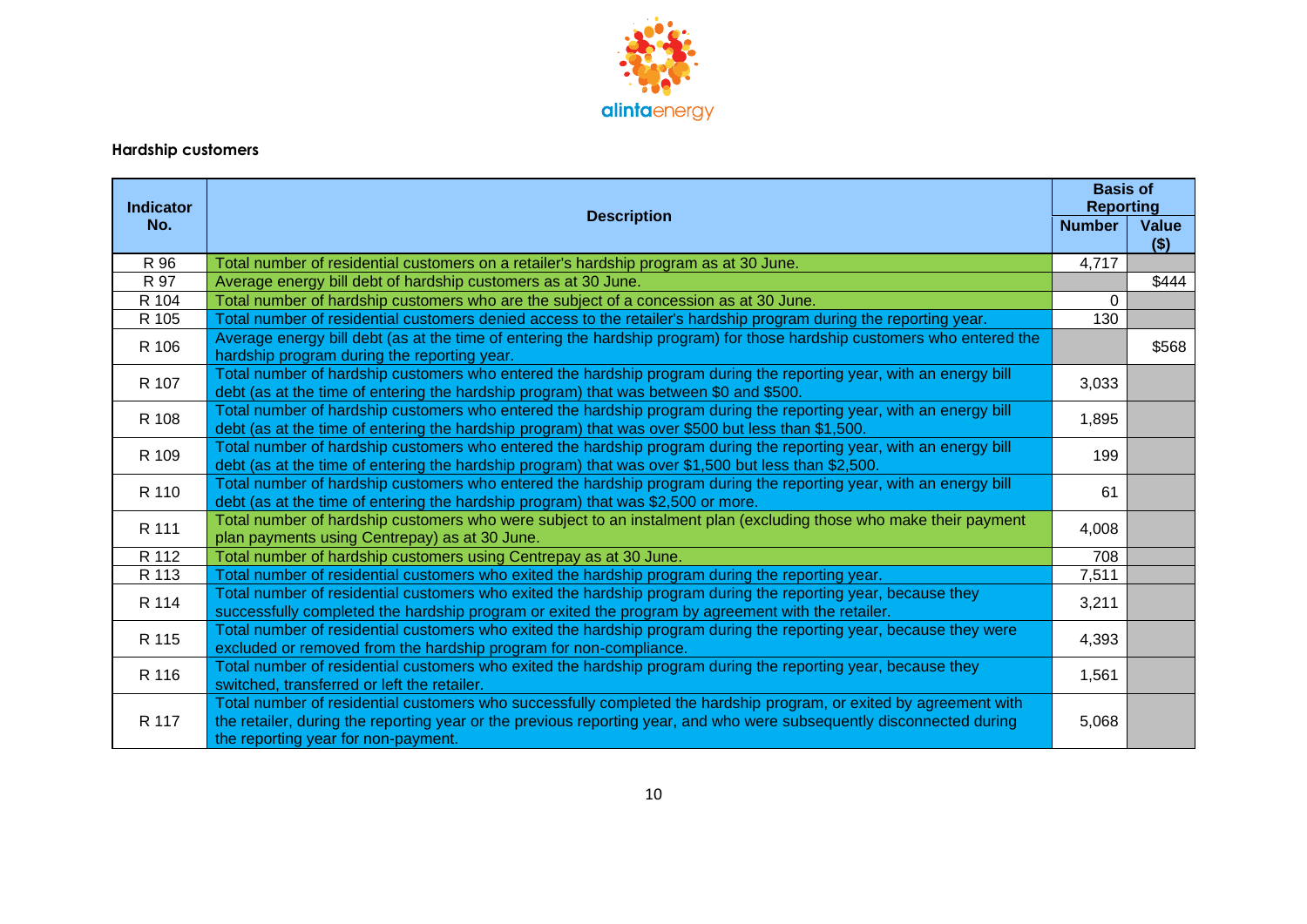## Hardship customers

| Indicator No. | Description | Basis of Reporting | |
|---|---|---|---|
| | | Number | Value ($) |
| R 96 | Total number of residential customers on a retailer's hardship program as at 30 June. | 4,717 | |
| R 97 | Average energy bill debt of hardship customers as at 30 June. | | $444 |
| R 104 | Total number of hardship customers who are the subject of a concession as at 30 June. | 0 | |
| R 105 | Total number of residential customers denied access to the retailer's hardship program during the reporting year. | 130 | |
| R 106 | Average energy bill debt (as at the time of entering the hardship program) for those hardship customers who entered the hardship program during the reporting year. | | $568 |
| R 107 | Total number of hardship customers who entered the hardship program during the reporting year, with an energy bill debt (as at the time of entering the hardship program) that was between $0 and $500. | 3,033 | |
| R 108 | Total number of hardship customers who entered the hardship program during the reporting year, with an energy bill debt (as at the time of entering the hardship program) that was over $500 but less than $1,500. | 1,895 | |
| R 109 | Total number of hardship customers who entered the hardship program during the reporting year, with an energy bill debt (as at the time of entering the hardship program) that was over $1,500 but less than $2,500. | 199 | |
| R 110 | Total number of hardship customers who entered the hardship program during the reporting year, with an energy bill debt (as at the time of entering the hardship program) that was $2,500 or more. | 61 | |
| R 111 | Total number of hardship customers who were subject to an instalment plan (excluding those who make their payment plan payments using Centrepay) as at 30 June. | 4,008 | |
| R 112 | Total number of hardship customers using Centrepay as at 30 June. | 708 | |
| R 113 | Total number of residential customers who exited the hardship program during the reporting year. | 7,511 | |
| R 114 | Total number of residential customers who exited the hardship program during the reporting year, because they successfully completed the hardship program or exited the program by agreement with the retailer. | 3,211 | |
| R 115 | Total number of residential customers who exited the hardship program during the reporting year, because they were excluded or removed from the hardship program for non-compliance. | 4,393 | |
| R 116 | Total number of residential customers who exited the hardship program during the reporting year, because they switched, transferred or left the retailer. | 1,561 | |
| R 117 | Total number of residential customers who successfully completed the hardship program, or exited by agreement with the retailer, during the reporting year or the previous reporting year, and who were subsequently disconnected during the reporting year for non-payment. | 5,068 | |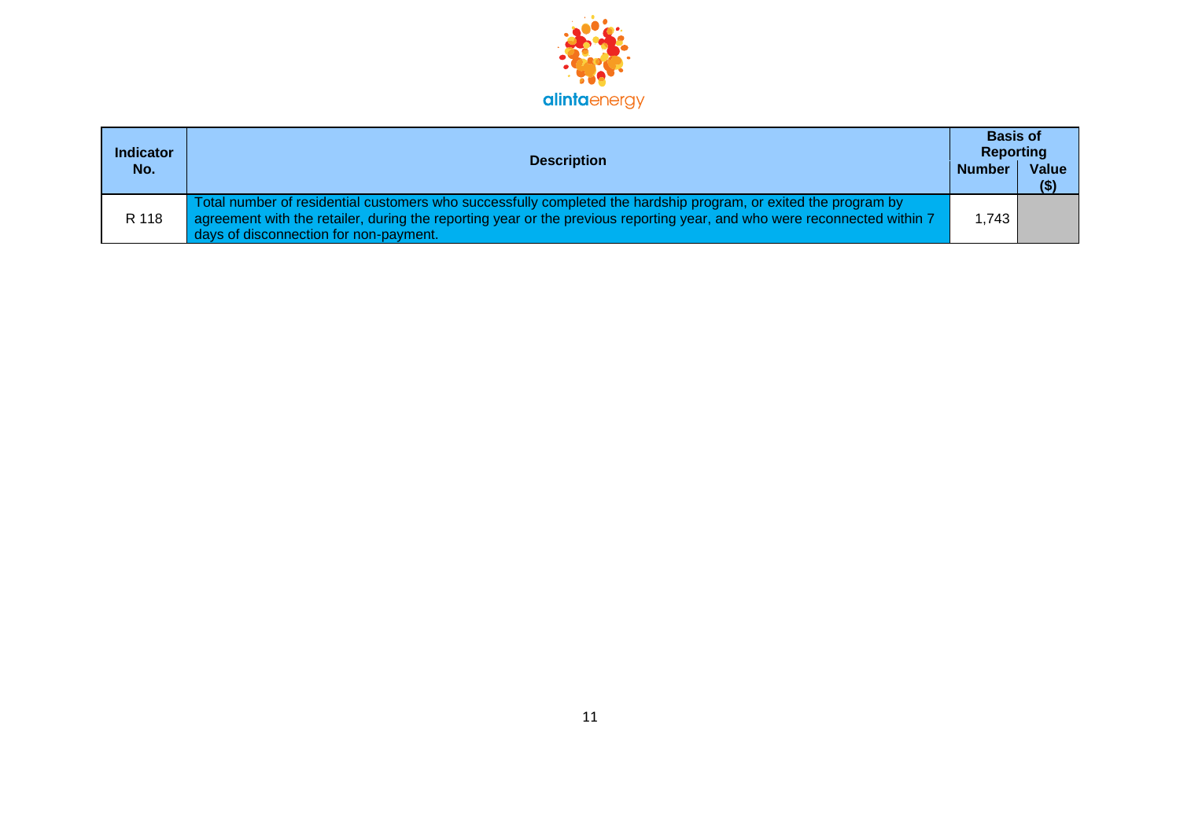| Indicator No. | Description | Basis of Reporting | |
|---|---|---|---|
| | | Number | Value ($) |
| R 118 | Total number of residential customers who successfully completed the hardship program, or exited the program by agreement with the retailer, during the reporting year or the previous reporting year, and who were reconnected within 7 days of disconnection for non-payment. | 1,743 | |